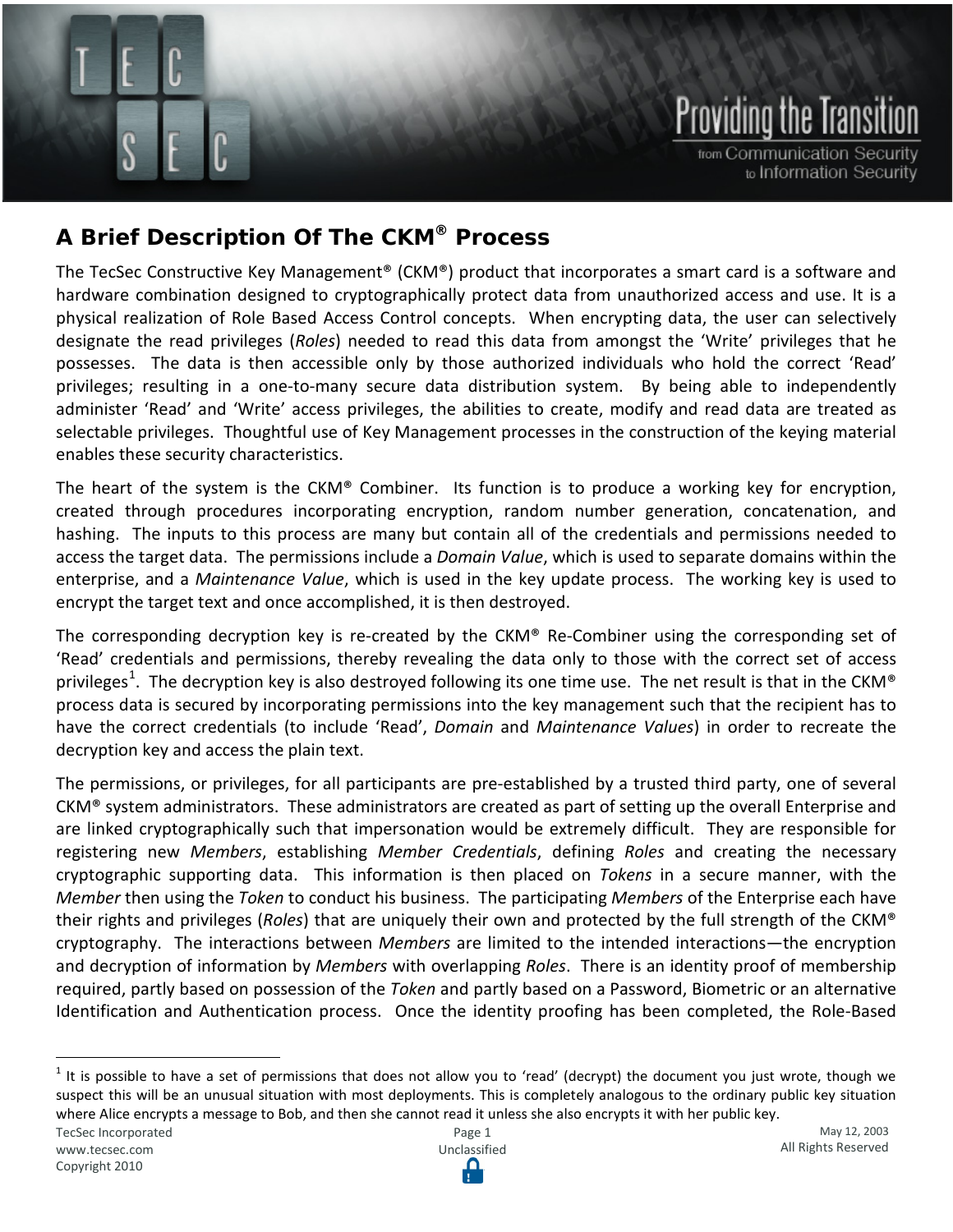# A Brief Description Of The CKM® Process

The TecSec Constructive Key Management® (CKM®) product that incorporates a smart card is a software and hardware combination designed to cryptographically protect data from unauthorized access and use. It is a physical realization of Role Based Access Control concepts. When encrypting data, the user can selectively designate the read privileges (*Roles*) needed to read this data from amongst the 'Write' privileges that he possesses. The data is then accessible only by those authorized individuals who hold the correct 'Read' privileges; resulting in a one-to-many secure data distribution system. By being able to independently administer 'Read' and 'Write' access privileges, the abilities to create, modify and read data are treated as selectable privileges. Thoughtful use of Key Management processes in the construction of the keying material enables these security characteristics.

The heart of the system is the CKM® Combiner. Its function is to produce a working key for encryption, created through procedures incorporating encryption, random number generation, concatenation, and hashing. The inputs to this process are many but contain all of the credentials and permissions needed to access the target data. The permissions include a *Domain Value*, which is used to separate domains within the enterprise, and a *Maintenance Value*, which is used in the key update process. The working key is used to encrypt the target text and once accomplished, it is then destroyed.

The corresponding decryption key is re-created by the CKM® Re-Combiner using the corresponding set of 'Read' credentials and permissions, thereby revealing the data only to those with the correct set of access privileges[1]. The decryption key is also destroyed following its one time use. The net result is that in the CKM® process data is secured by incorporating permissions into the key management such that the recipient has to have the correct credentials (to include 'Read', *Domain* and *Maintenance Values*) in order to recreate the decryption key and access the plain text.

The permissions, or privileges, for all participants are pre-established by a trusted third party, one of several CKM® system administrators. These administrators are created as part of setting up the overall Enterprise and are linked cryptographically such that impersonation would be extremely difficult. They are responsible for registering new *Members*, establishing *Member Credentials*, defining *Roles* and creating the necessary cryptographic supporting data. This information is then placed on *Tokens* in a secure manner, with the *Member* then using the *Token* to conduct his business. The participating *Members* of the Enterprise each have their rights and privileges (*Roles*) that are uniquely their own and protected by the full strength of the CKM® cryptography. The interactions between *Members* are limited to the intended interactions—the encryption and decryption of information by *Members* with overlapping *Roles*. There is an identity proof of membership required, partly based on possession of the *Token* and partly based on a Password, Biometric or an alternative Identification and Authentication process. Once the identity proofing has been completed, the Role-Based

[1] It is possible to have a set of permissions that does not allow you to 'read' (decrypt) the document you just wrote, though we suspect this will be an unusual situation with most deployments. This is completely analogous to the ordinary public key situation where Alice encrypts a message to Bob, and then she cannot read it unless she also encrypts it with her public key.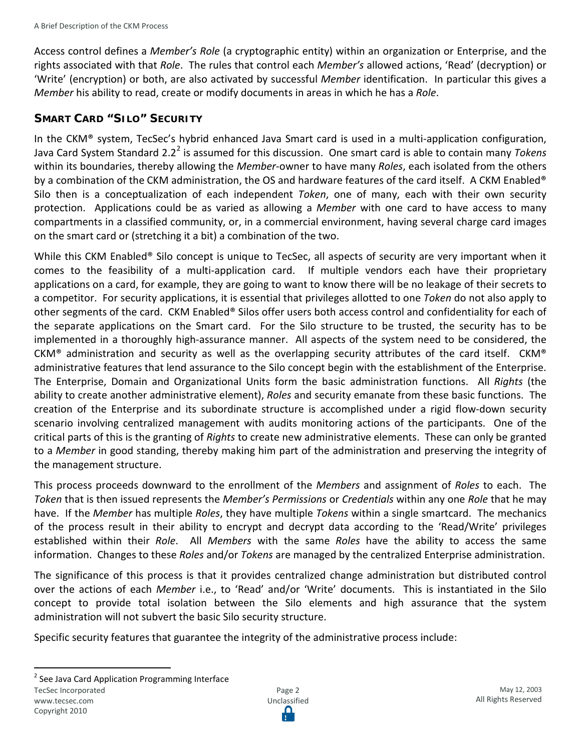Access control defines a *Member's Role* (a cryptographic entity) within an organization or Enterprise, and the rights associated with that *Role*. The rules that control each *Member's* allowed actions, 'Read' (decryption) or 'Write' (encryption) or both, are also activated by successful *Member* identification. In particular this gives a *Member* his ability to read, create or modify documents in areas in which he has a *Role*.

## SMART CARD "SILO" SECURITY

In the CKM® system, TecSec's hybrid enhanced Java Smart card is used in a multi-application configuration, Java Card System Standard 2.2[2] is assumed for this discussion. One smart card is able to contain many *Tokens* within its boundaries, thereby allowing the *Member*-owner to have many *Roles*, each isolated from the others by a combination of the CKM administration, the OS and hardware features of the card itself. A CKM Enabled® Silo then is a conceptualization of each independent *Token*, one of many, each with their own security protection. Applications could be as varied as allowing a *Member* with one card to have access to many compartments in a classified community, or, in a commercial environment, having several charge card images on the smart card or (stretching it a bit) a combination of the two.

While this CKM Enabled® Silo concept is unique to TecSec, all aspects of security are very important when it comes to the feasibility of a multi-application card. If multiple vendors each have their proprietary applications on a card, for example, they are going to want to know there will be no leakage of their secrets to a competitor. For security applications, it is essential that privileges allotted to one *Token* do not also apply to other segments of the card. CKM Enabled® Silos offer users both access control and confidentiality for each of the separate applications on the Smart card. For the Silo structure to be trusted, the security has to be implemented in a thoroughly high-assurance manner. All aspects of the system need to be considered, the CKM® administration and security as well as the overlapping security attributes of the card itself. CKM® administrative features that lend assurance to the Silo concept begin with the establishment of the Enterprise. The Enterprise, Domain and Organizational Units form the basic administration functions. All *Rights* (the ability to create another administrative element), *Roles* and security emanate from these basic functions. The creation of the Enterprise and its subordinate structure is accomplished under a rigid flow-down security scenario involving centralized management with audits monitoring actions of the participants. One of the critical parts of this is the granting of *Rights* to create new administrative elements. These can only be granted to a *Member* in good standing, thereby making him part of the administration and preserving the integrity of the management structure.

This process proceeds downward to the enrollment of the *Members* and assignment of *Roles* to each. The *Token* that is then issued represents the *Member's Permissions* or *Credentials* within any one *Role* that he may have. If the *Member* has multiple *Roles*, they have multiple *Tokens* within a single smartcard. The mechanics of the process result in their ability to encrypt and decrypt data according to the 'Read/Write' privileges established within their *Role*. All *Members* with the same *Roles* have the ability to access the same information. Changes to these *Roles* and/or *Tokens* are managed by the centralized Enterprise administration.

The significance of this process is that it provides centralized change administration but distributed control over the actions of each *Member* i.e., to 'Read' and/or 'Write' documents. This is instantiated in the Silo concept to provide total isolation between the Silo elements and high assurance that the system administration will not subvert the basic Silo security structure.

Specific security features that guarantee the integrity of the administrative process include:

[2] See Java Card Application Programming Interface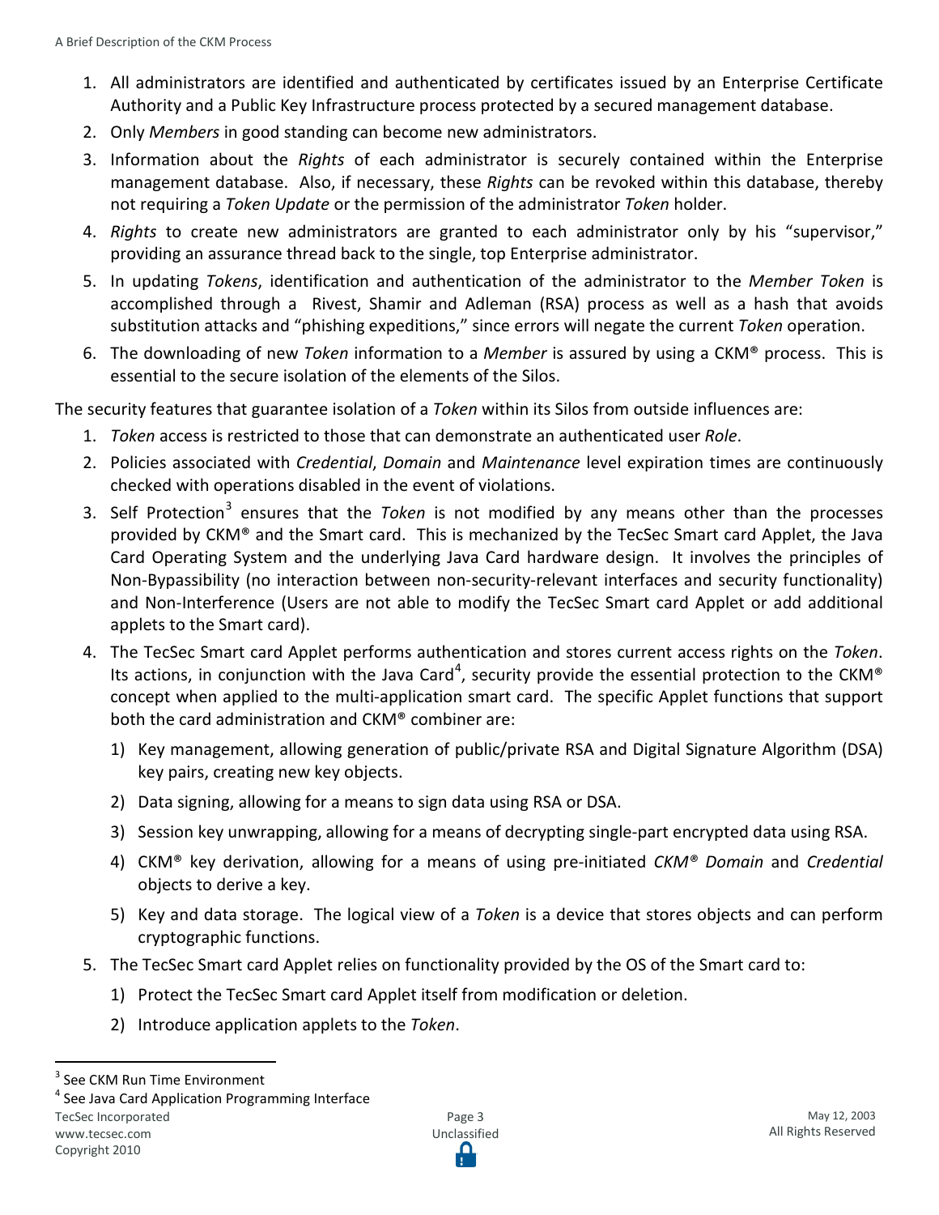1. All administrators are identified and authenticated by certificates issued by an Enterprise Certificate Authority and a Public Key Infrastructure process protected by a secured management database.
2. Only *Members* in good standing can become new administrators.
3. Information about the *Rights* of each administrator is securely contained within the Enterprise management database. Also, if necessary, these *Rights* can be revoked within this database, thereby not requiring a *Token Update* or the permission of the administrator *Token* holder.
4. *Rights* to create new administrators are granted to each administrator only by his "supervisor," providing an assurance thread back to the single, top Enterprise administrator.
5. In updating *Tokens*, identification and authentication of the administrator to the *Member Token* is accomplished through a Rivest, Shamir and Adleman (RSA) process as well as a hash that avoids substitution attacks and "phishing expeditions," since errors will negate the current *Token* operation.
6. The downloading of new *Token* information to a *Member* is assured by using a CKM® process. This is essential to the secure isolation of the elements of the Silos.

The security features that guarantee isolation of a *Token* within its Silos from outside influences are:

1. *Token* access is restricted to those that can demonstrate an authenticated user *Role*.
2. Policies associated with *Credential*, *Domain* and *Maintenance* level expiration times are continuously checked with operations disabled in the event of violations.
3. Self Protection[3] ensures that the *Token* is not modified by any means other than the processes provided by CKM® and the Smart card. This is mechanized by the TecSec Smart card Applet, the Java Card Operating System and the underlying Java Card hardware design. It involves the principles of Non-Bypassibility (no interaction between non-security-relevant interfaces and security functionality) and Non-Interference (Users are not able to modify the TecSec Smart card Applet or add additional applets to the Smart card).
4. The TecSec Smart card Applet performs authentication and stores current access rights on the *Token*. Its actions, in conjunction with the Java Card[4], security provide the essential protection to the CKM® concept when applied to the multi-application smart card. The specific Applet functions that support both the card administration and CKM® combiner are:
   1) Key management, allowing generation of public/private RSA and Digital Signature Algorithm (DSA) key pairs, creating new key objects.
   2) Data signing, allowing for a means to sign data using RSA or DSA.
   3) Session key unwrapping, allowing for a means of decrypting single-part encrypted data using RSA.
   4) CKM® key derivation, allowing for a means of using pre-initiated *CKM® Domain* and *Credential* objects to derive a key.
   5) Key and data storage. The logical view of a *Token* is a device that stores objects and can perform cryptographic functions.
5. The TecSec Smart card Applet relies on functionality provided by the OS of the Smart card to:
   1) Protect the TecSec Smart card Applet itself from modification or deletion.
   2) Introduce application applets to the *Token*.

---

[3] See CKM Run Time Environment

[4] See Java Card Application Programming Interface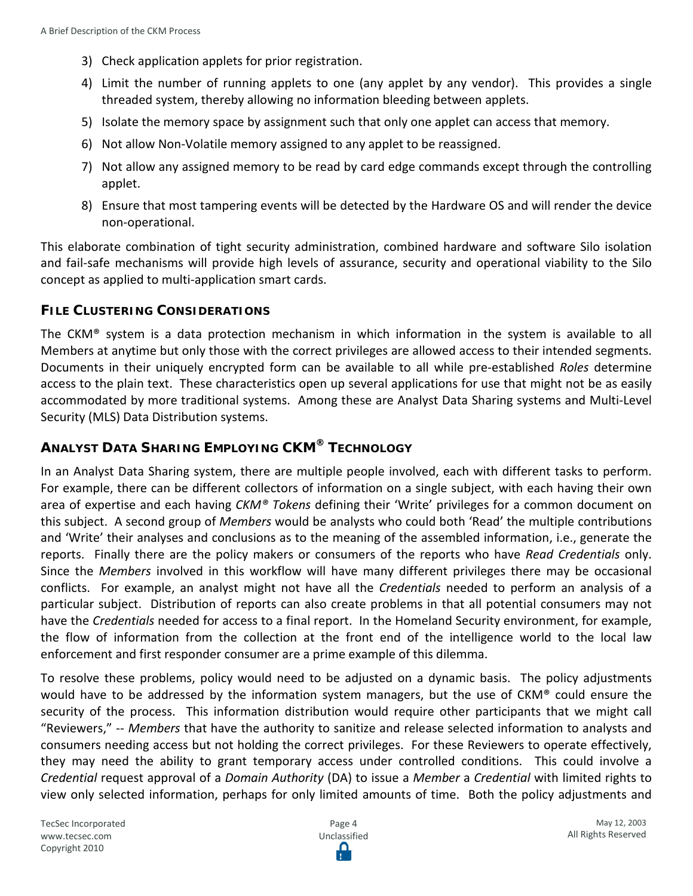3) Check application applets for prior registration.
4) Limit the number of running applets to one (any applet by any vendor). This provides a single threaded system, thereby allowing no information bleeding between applets.
5) Isolate the memory space by assignment such that only one applet can access that memory.
6) Not allow Non-Volatile memory assigned to any applet to be reassigned.
7) Not allow any assigned memory to be read by card edge commands except through the controlling applet.
8) Ensure that most tampering events will be detected by the Hardware OS and will render the device non-operational.

This elaborate combination of tight security administration, combined hardware and software Silo isolation and fail-safe mechanisms will provide high levels of assurance, security and operational viability to the Silo concept as applied to multi-application smart cards.

## FILE CLUSTERING CONSIDERATIONS

The CKM® system is a data protection mechanism in which information in the system is available to all Members at anytime but only those with the correct privileges are allowed access to their intended segments. Documents in their uniquely encrypted form can be available to all while pre-established *Roles* determine access to the plain text. These characteristics open up several applications for use that might not be as easily accommodated by more traditional systems. Among these are Analyst Data Sharing systems and Multi-Level Security (MLS) Data Distribution systems.

## ANALYST DATA SHARING EMPLOYING CKM® TECHNOLOGY

In an Analyst Data Sharing system, there are multiple people involved, each with different tasks to perform. For example, there can be different collectors of information on a single subject, with each having their own area of expertise and each having *CKM® Tokens* defining their 'Write' privileges for a common document on this subject. A second group of *Members* would be analysts who could both 'Read' the multiple contributions and 'Write' their analyses and conclusions as to the meaning of the assembled information, i.e., generate the reports. Finally there are the policy makers or consumers of the reports who have *Read Credentials* only. Since the *Members* involved in this workflow will have many different privileges there may be occasional conflicts. For example, an analyst might not have all the *Credentials* needed to perform an analysis of a particular subject. Distribution of reports can also create problems in that all potential consumers may not have the *Credentials* needed for access to a final report. In the Homeland Security environment, for example, the flow of information from the collection at the front end of the intelligence world to the local law enforcement and first responder consumer are a prime example of this dilemma.

To resolve these problems, policy would need to be adjusted on a dynamic basis. The policy adjustments would have to be addressed by the information system managers, but the use of CKM® could ensure the security of the process. This information distribution would require other participants that we might call "Reviewers," -- *Members* that have the authority to sanitize and release selected information to analysts and consumers needing access but not holding the correct privileges. For these Reviewers to operate effectively, they may need the ability to grant temporary access under controlled conditions. This could involve a *Credential* request approval of a *Domain Authority* (DA) to issue a *Member* a *Credential* with limited rights to view only selected information, perhaps for only limited amounts of time. Both the policy adjustments and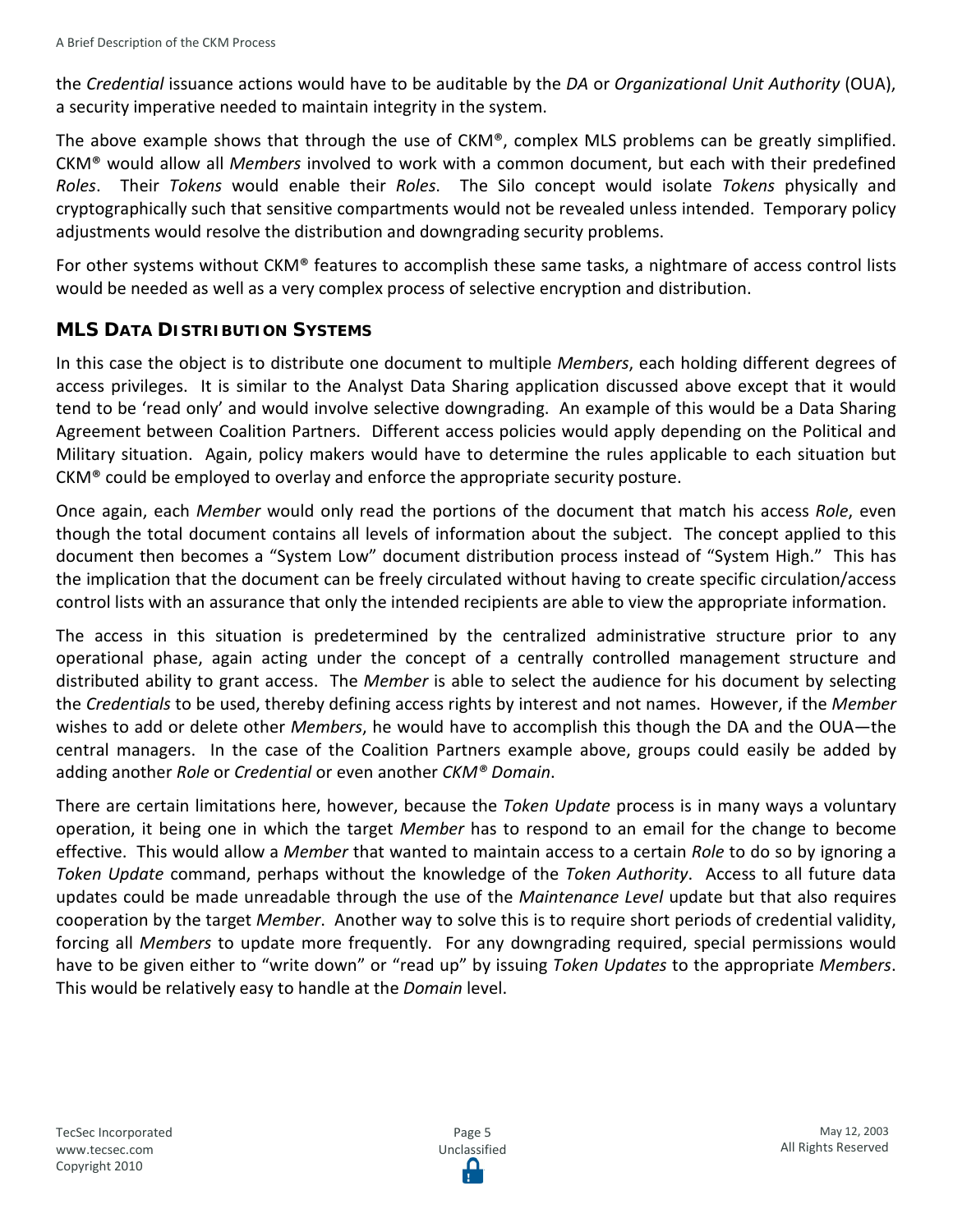the *Credential* issuance actions would have to be auditable by the *DA* or *Organizational Unit Authority* (OUA), a security imperative needed to maintain integrity in the system.

The above example shows that through the use of CKM®, complex MLS problems can be greatly simplified. CKM® would allow all *Members* involved to work with a common document, but each with their predefined *Roles*. Their *Tokens* would enable their *Roles*. The Silo concept would isolate *Tokens* physically and cryptographically such that sensitive compartments would not be revealed unless intended. Temporary policy adjustments would resolve the distribution and downgrading security problems.

For other systems without CKM® features to accomplish these same tasks, a nightmare of access control lists would be needed as well as a very complex process of selective encryption and distribution.

## MLS Data Distribution Systems

In this case the object is to distribute one document to multiple *Members*, each holding different degrees of access privileges. It is similar to the Analyst Data Sharing application discussed above except that it would tend to be 'read only' and would involve selective downgrading. An example of this would be a Data Sharing Agreement between Coalition Partners. Different access policies would apply depending on the Political and Military situation. Again, policy makers would have to determine the rules applicable to each situation but CKM® could be employed to overlay and enforce the appropriate security posture.

Once again, each *Member* would only read the portions of the document that match his access *Role*, even though the total document contains all levels of information about the subject. The concept applied to this document then becomes a "System Low" document distribution process instead of "System High." This has the implication that the document can be freely circulated without having to create specific circulation/access control lists with an assurance that only the intended recipients are able to view the appropriate information.

The access in this situation is predetermined by the centralized administrative structure prior to any operational phase, again acting under the concept of a centrally controlled management structure and distributed ability to grant access. The *Member* is able to select the audience for his document by selecting the *Credentials* to be used, thereby defining access rights by interest and not names. However, if the *Member* wishes to add or delete other *Members*, he would have to accomplish this though the DA and the OUA—the central managers. In the case of the Coalition Partners example above, groups could easily be added by adding another *Role* or *Credential* or even another *CKM® Domain*.

There are certain limitations here, however, because the *Token Update* process is in many ways a voluntary operation, it being one in which the target *Member* has to respond to an email for the change to become effective. This would allow a *Member* that wanted to maintain access to a certain *Role* to do so by ignoring a *Token Update* command, perhaps without the knowledge of the *Token Authority*. Access to all future data updates could be made unreadable through the use of the *Maintenance Level* update but that also requires cooperation by the target *Member*. Another way to solve this is to require short periods of credential validity, forcing all *Members* to update more frequently. For any downgrading required, special permissions would have to be given either to "write down" or "read up" by issuing *Token Updates* to the appropriate *Members*. This would be relatively easy to handle at the *Domain* level.